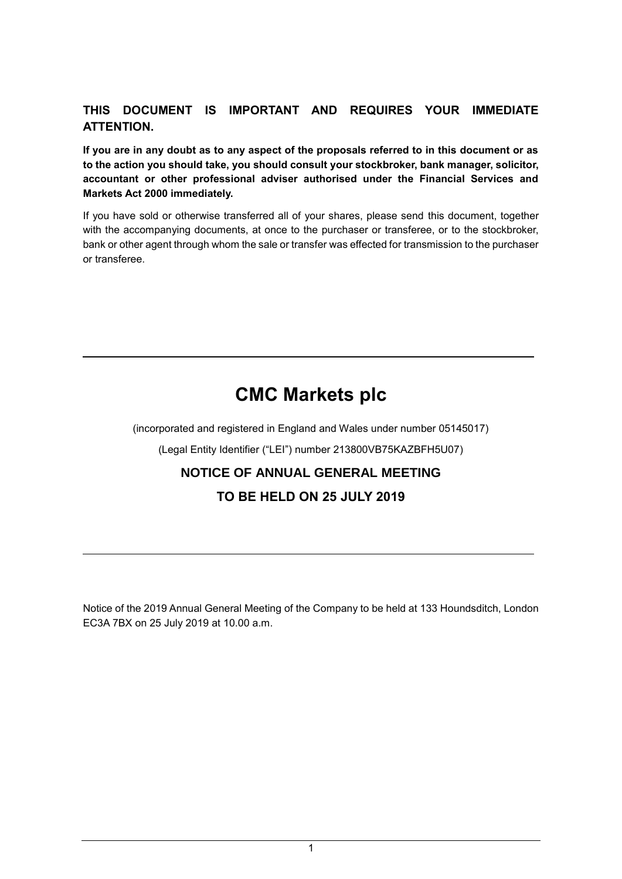**THIS DOCUMENT IS IMPORTANT AND REQUIRES YOUR IMMEDIATE ATTENTION.**

**If you are in any doubt as to any aspect of the proposals referred to in this document or as to the action you should take, you should consult your stockbroker, bank manager, solicitor, accountant or other professional adviser authorised under the Financial Services and Markets Act 2000 immediately.**

If you have sold or otherwise transferred all of your shares, please send this document, together with the accompanying documents, at once to the purchaser or transferee, or to the stockbroker, bank or other agent through whom the sale or transfer was effected for transmission to the purchaser or transferee.

---

# CMC Markets plc

(incorporated and registered in England and Wales under number 05145017)

(Legal Entity Identifier ("LEI") number 213800VB75KAZBFH5U07)

## NOTICE OF ANNUAL GENERAL MEETING

## TO BE HELD ON 25 JULY 2019

---

Notice of the 2019 Annual General Meeting of the Company to be held at 133 Houndsditch, London EC3A 7BX on 25 July 2019 at 10.00 a.m.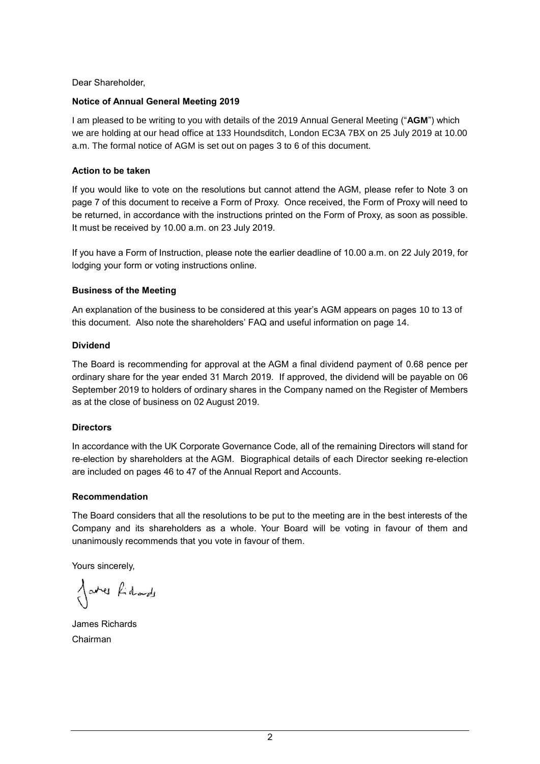Dear Shareholder,

**Notice of Annual General Meeting 2019**

I am pleased to be writing to you with details of the 2019 Annual General Meeting ("**AGM**") which we are holding at our head office at 133 Houndsditch, London EC3A 7BX on 25 July 2019 at 10.00 a.m. The formal notice of AGM is set out on pages 3 to 6 of this document.

**Action to be taken**

If you would like to vote on the resolutions but cannot attend the AGM, please refer to Note 3 on page 7 of this document to receive a Form of Proxy. Once received, the Form of Proxy will need to be returned, in accordance with the instructions printed on the Form of Proxy, as soon as possible. It must be received by 10.00 a.m. on 23 July 2019.

If you have a Form of Instruction, please note the earlier deadline of 10.00 a.m. on 22 July 2019, for lodging your form or voting instructions online.

**Business of the Meeting**

An explanation of the business to be considered at this year's AGM appears on pages 10 to 13 of this document. Also note the shareholders' FAQ and useful information on page 14.

**Dividend**

The Board is recommending for approval at the AGM a final dividend payment of 0.68 pence per ordinary share for the year ended 31 March 2019. If approved, the dividend will be payable on 06 September 2019 to holders of ordinary shares in the Company named on the Register of Members as at the close of business on 02 August 2019.

**Directors**

In accordance with the UK Corporate Governance Code, all of the remaining Directors will stand for re-election by shareholders at the AGM. Biographical details of each Director seeking re-election are included on pages 46 to 47 of the Annual Report and Accounts.

**Recommendation**

The Board considers that all the resolutions to be put to the meeting are in the best interests of the Company and its shareholders as a whole. Your Board will be voting in favour of them and unanimously recommends that you vote in favour of them.

Yours sincerely,

James Richards

James Richards
Chairman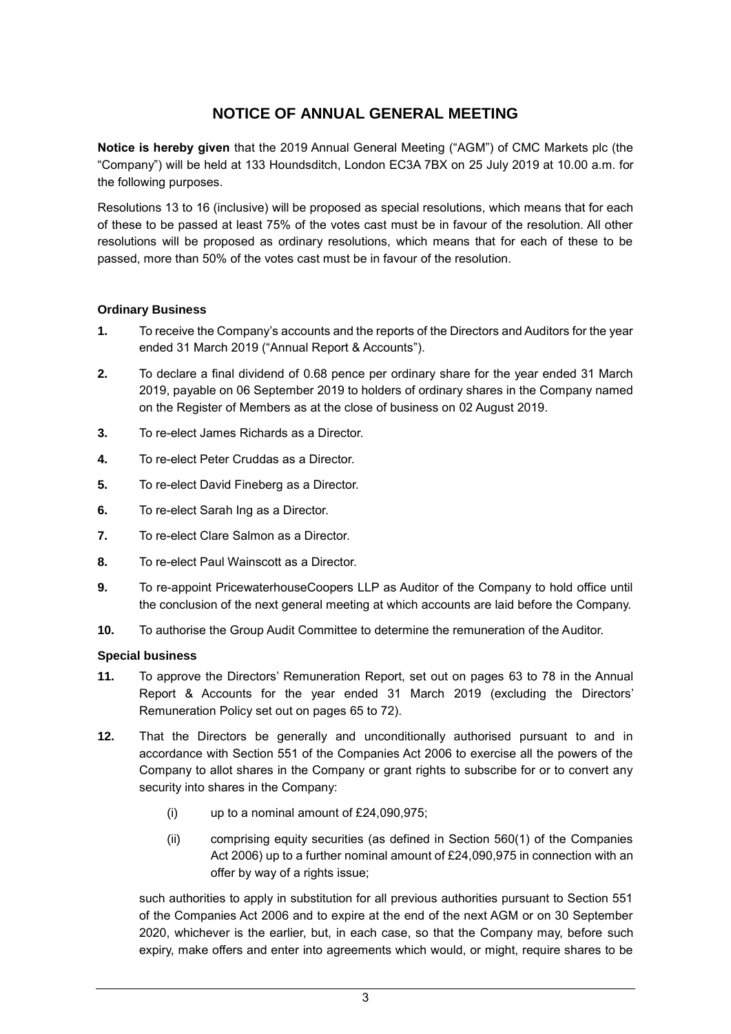# NOTICE OF ANNUAL GENERAL MEETING

**Notice is hereby given** that the 2019 Annual General Meeting ("AGM") of CMC Markets plc (the "Company") will be held at 133 Houndsditch, London EC3A 7BX on 25 July 2019 at 10.00 a.m. for the following purposes.

Resolutions 13 to 16 (inclusive) will be proposed as special resolutions, which means that for each of these to be passed at least 75% of the votes cast must be in favour of the resolution. All other resolutions will be proposed as ordinary resolutions, which means that for each of these to be passed, more than 50% of the votes cast must be in favour of the resolution.

### Ordinary Business

**1.** To receive the Company's accounts and the reports of the Directors and Auditors for the year ended 31 March 2019 ("Annual Report & Accounts").

**2.** To declare a final dividend of 0.68 pence per ordinary share for the year ended 31 March 2019, payable on 06 September 2019 to holders of ordinary shares in the Company named on the Register of Members as at the close of business on 02 August 2019.

**3.** To re-elect James Richards as a Director.

**4.** To re-elect Peter Cruddas as a Director.

**5.** To re-elect David Fineberg as a Director.

**6.** To re-elect Sarah Ing as a Director.

**7.** To re-elect Clare Salmon as a Director.

**8.** To re-elect Paul Wainscott as a Director.

**9.** To re-appoint PricewaterhouseCoopers LLP as Auditor of the Company to hold office until the conclusion of the next general meeting at which accounts are laid before the Company.

**10.** To authorise the Group Audit Committee to determine the remuneration of the Auditor.

### Special business

**11.** To approve the Directors' Remuneration Report, set out on pages 63 to 78 in the Annual Report & Accounts for the year ended 31 March 2019 (excluding the Directors' Remuneration Policy set out on pages 65 to 72).

**12.** That the Directors be generally and unconditionally authorised pursuant to and in accordance with Section 551 of the Companies Act 2006 to exercise all the powers of the Company to allot shares in the Company or grant rights to subscribe for or to convert any security into shares in the Company:

(i) up to a nominal amount of £24,090,975;

(ii) comprising equity securities (as defined in Section 560(1) of the Companies Act 2006) up to a further nominal amount of £24,090,975 in connection with an offer by way of a rights issue;

such authorities to apply in substitution for all previous authorities pursuant to Section 551 of the Companies Act 2006 and to expire at the end of the next AGM or on 30 September 2020, whichever is the earlier, but, in each case, so that the Company may, before such expiry, make offers and enter into agreements which would, or might, require shares to be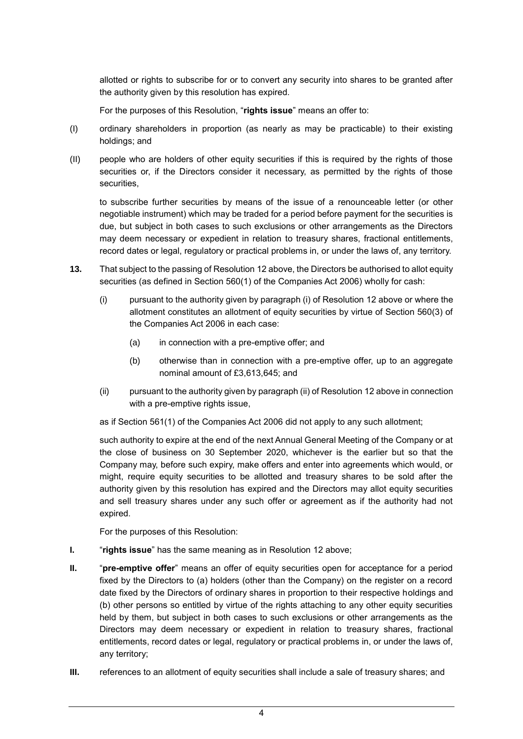allotted or rights to subscribe for or to convert any security into shares to be granted after the authority given by this resolution has expired.

For the purposes of this Resolution, "**rights issue**" means an offer to:

(I) ordinary shareholders in proportion (as nearly as may be practicable) to their existing holdings; and

(II) people who are holders of other equity securities if this is required by the rights of those securities or, if the Directors consider it necessary, as permitted by the rights of those securities,

to subscribe further securities by means of the issue of a renounceable letter (or other negotiable instrument) which may be traded for a period before payment for the securities is due, but subject in both cases to such exclusions or other arrangements as the Directors may deem necessary or expedient in relation to treasury shares, fractional entitlements, record dates or legal, regulatory or practical problems in, or under the laws of, any territory.

**13.** That subject to the passing of Resolution 12 above, the Directors be authorised to allot equity securities (as defined in Section 560(1) of the Companies Act 2006) wholly for cash:

(i) pursuant to the authority given by paragraph (i) of Resolution 12 above or where the allotment constitutes an allotment of equity securities by virtue of Section 560(3) of the Companies Act 2006 in each case:

(a) in connection with a pre-emptive offer; and

(b) otherwise than in connection with a pre-emptive offer, up to an aggregate nominal amount of £3,613,645; and

(ii) pursuant to the authority given by paragraph (ii) of Resolution 12 above in connection with a pre-emptive rights issue,

as if Section 561(1) of the Companies Act 2006 did not apply to any such allotment;

such authority to expire at the end of the next Annual General Meeting of the Company or at the close of business on 30 September 2020, whichever is the earlier but so that the Company may, before such expiry, make offers and enter into agreements which would, or might, require equity securities to be allotted and treasury shares to be sold after the authority given by this resolution has expired and the Directors may allot equity securities and sell treasury shares under any such offer or agreement as if the authority had not expired.

For the purposes of this Resolution:

**I.** "**rights issue**" has the same meaning as in Resolution 12 above;

**II.** "**pre-emptive offer**" means an offer of equity securities open for acceptance for a period fixed by the Directors to (a) holders (other than the Company) on the register on a record date fixed by the Directors of ordinary shares in proportion to their respective holdings and (b) other persons so entitled by virtue of the rights attaching to any other equity securities held by them, but subject in both cases to such exclusions or other arrangements as the Directors may deem necessary or expedient in relation to treasury shares, fractional entitlements, record dates or legal, regulatory or practical problems in, or under the laws of, any territory;

**III.** references to an allotment of equity securities shall include a sale of treasury shares; and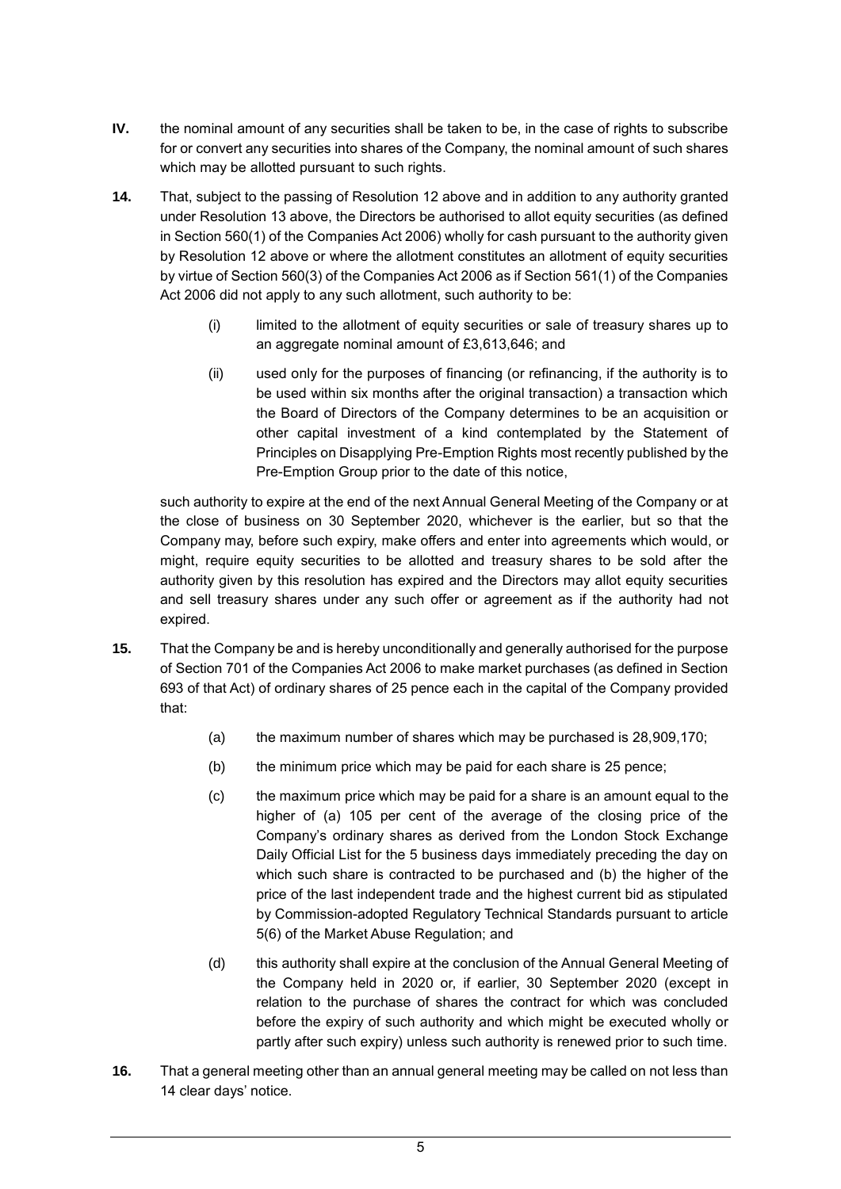**IV.** the nominal amount of any securities shall be taken to be, in the case of rights to subscribe for or convert any securities into shares of the Company, the nominal amount of such shares which may be allotted pursuant to such rights.

**14.** That, subject to the passing of Resolution 12 above and in addition to any authority granted under Resolution 13 above, the Directors be authorised to allot equity securities (as defined in Section 560(1) of the Companies Act 2006) wholly for cash pursuant to the authority given by Resolution 12 above or where the allotment constitutes an allotment of equity securities by virtue of Section 560(3) of the Companies Act 2006 as if Section 561(1) of the Companies Act 2006 did not apply to any such allotment, such authority to be:

(i) limited to the allotment of equity securities or sale of treasury shares up to an aggregate nominal amount of £3,613,646; and

(ii) used only for the purposes of financing (or refinancing, if the authority is to be used within six months after the original transaction) a transaction which the Board of Directors of the Company determines to be an acquisition or other capital investment of a kind contemplated by the Statement of Principles on Disapplying Pre-Emption Rights most recently published by the Pre-Emption Group prior to the date of this notice,

such authority to expire at the end of the next Annual General Meeting of the Company or at the close of business on 30 September 2020, whichever is the earlier, but so that the Company may, before such expiry, make offers and enter into agreements which would, or might, require equity securities to be allotted and treasury shares to be sold after the authority given by this resolution has expired and the Directors may allot equity securities and sell treasury shares under any such offer or agreement as if the authority had not expired.

**15.** That the Company be and is hereby unconditionally and generally authorised for the purpose of Section 701 of the Companies Act 2006 to make market purchases (as defined in Section 693 of that Act) of ordinary shares of 25 pence each in the capital of the Company provided that:

(a) the maximum number of shares which may be purchased is 28,909,170;

(b) the minimum price which may be paid for each share is 25 pence;

(c) the maximum price which may be paid for a share is an amount equal to the higher of (a) 105 per cent of the average of the closing price of the Company's ordinary shares as derived from the London Stock Exchange Daily Official List for the 5 business days immediately preceding the day on which such share is contracted to be purchased and (b) the higher of the price of the last independent trade and the highest current bid as stipulated by Commission-adopted Regulatory Technical Standards pursuant to article 5(6) of the Market Abuse Regulation; and

(d) this authority shall expire at the conclusion of the Annual General Meeting of the Company held in 2020 or, if earlier, 30 September 2020 (except in relation to the purchase of shares the contract for which was concluded before the expiry of such authority and which might be executed wholly or partly after such expiry) unless such authority is renewed prior to such time.

**16.** That a general meeting other than an annual general meeting may be called on not less than 14 clear days' notice.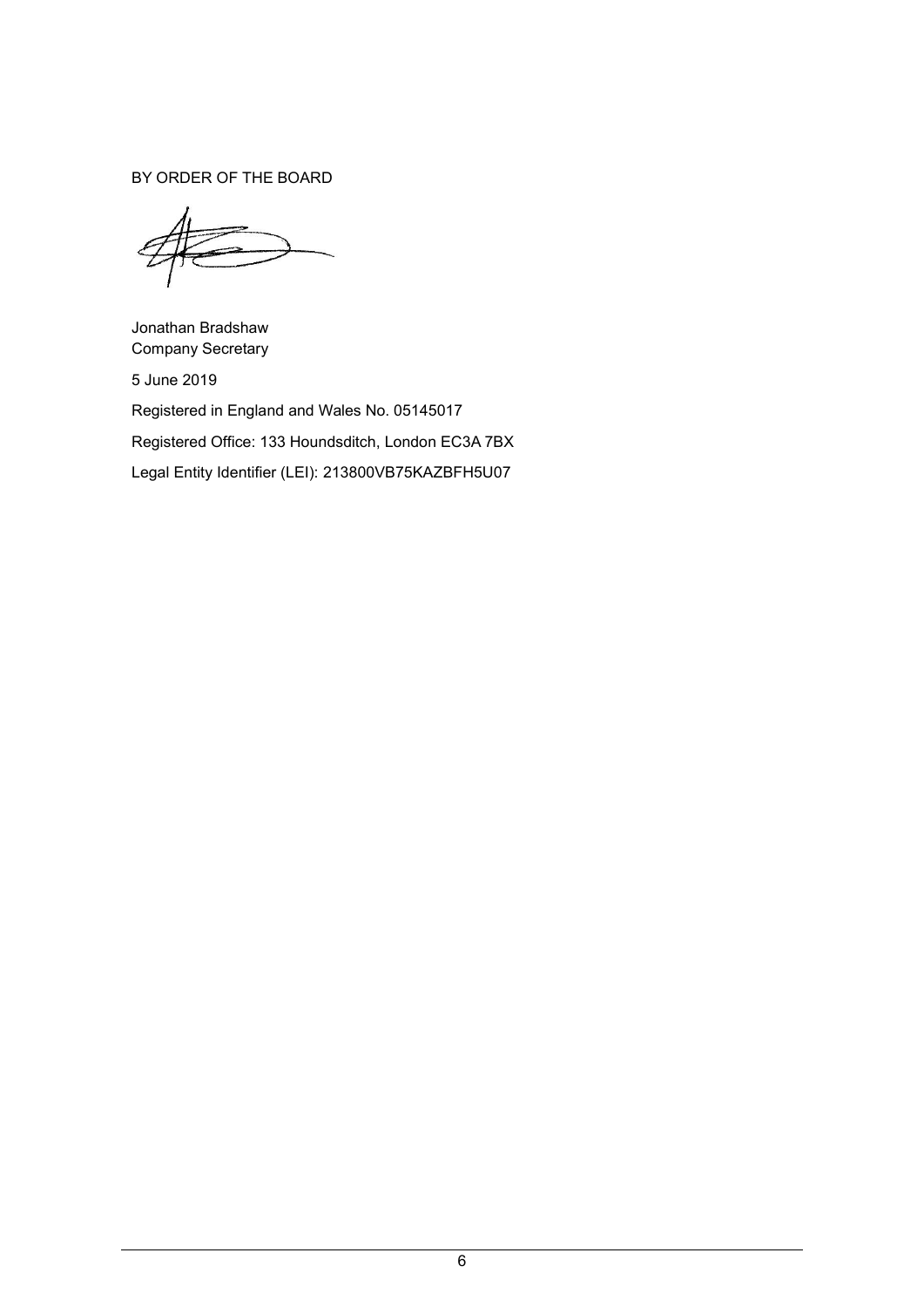BY ORDER OF THE BOARD

Jonathan Bradshaw
Company Secretary

5 June 2019

Registered in England and Wales No. 05145017

Registered Office: 133 Houndsditch, London EC3A 7BX

Legal Entity Identifier (LEI): 213800VB75KAZBFH5U07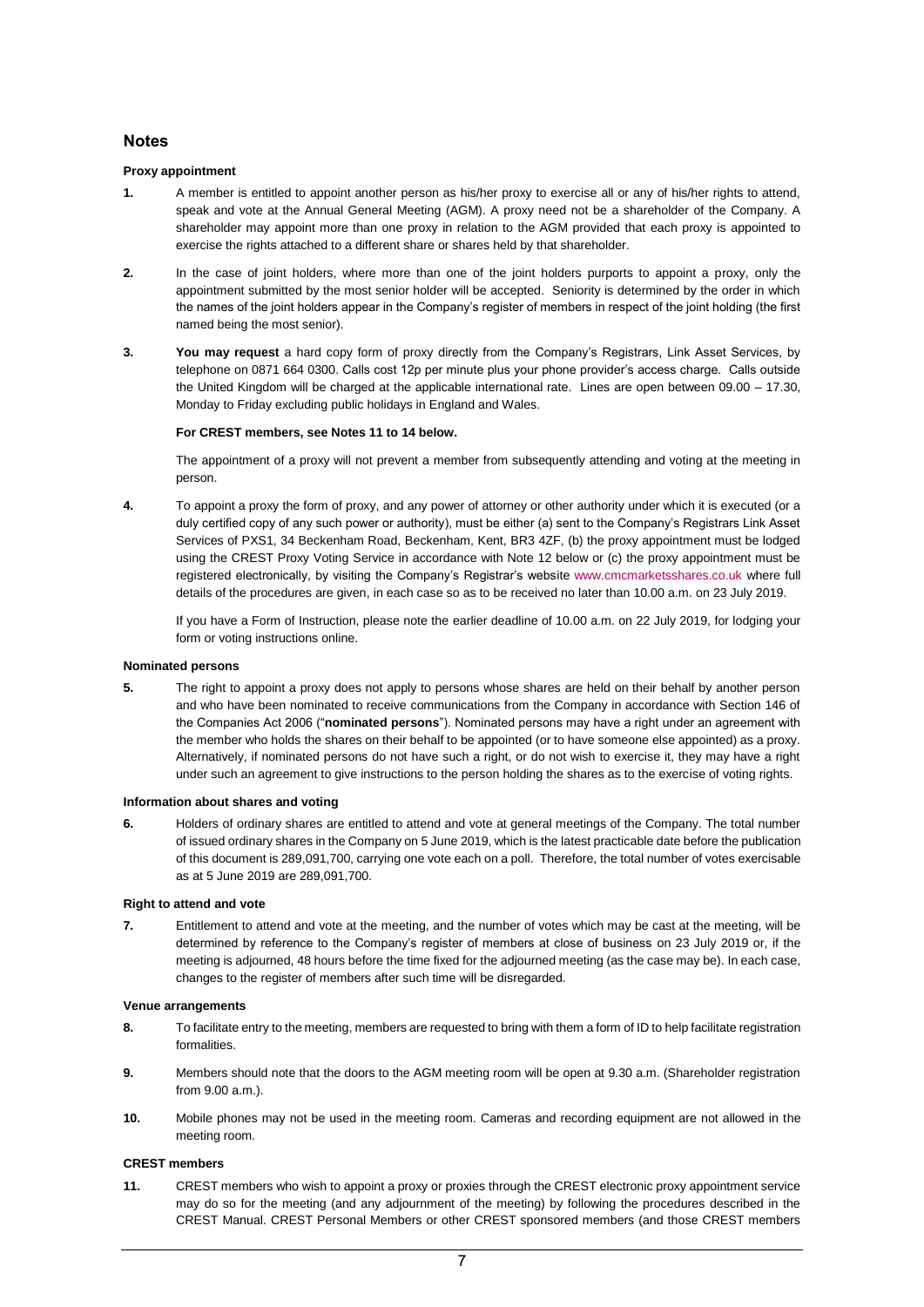## Notes

### Proxy appointment

**1.** A member is entitled to appoint another person as his/her proxy to exercise all or any of his/her rights to attend, speak and vote at the Annual General Meeting (AGM). A proxy need not be a shareholder of the Company. A shareholder may appoint more than one proxy in relation to the AGM provided that each proxy is appointed to exercise the rights attached to a different share or shares held by that shareholder.

**2.** In the case of joint holders, where more than one of the joint holders purports to appoint a proxy, only the appointment submitted by the most senior holder will be accepted. Seniority is determined by the order in which the names of the joint holders appear in the Company's register of members in respect of the joint holding (the first named being the most senior).

**3.** **You may request** a hard copy form of proxy directly from the Company's Registrars, Link Asset Services, by telephone on 0871 664 0300. Calls cost 12p per minute plus your phone provider's access charge. Calls outside the United Kingdom will be charged at the applicable international rate. Lines are open between 09.00 – 17.30, Monday to Friday excluding public holidays in England and Wales.

**For CREST members, see Notes 11 to 14 below.**

The appointment of a proxy will not prevent a member from subsequently attending and voting at the meeting in person.

**4.** To appoint a proxy the form of proxy, and any power of attorney or other authority under which it is executed (or a duly certified copy of any such power or authority), must be either (a) sent to the Company's Registrars Link Asset Services of PXS1, 34 Beckenham Road, Beckenham, Kent, BR3 4ZF, (b) the proxy appointment must be lodged using the CREST Proxy Voting Service in accordance with Note 12 below or (c) the proxy appointment must be registered electronically, by visiting the Company's Registrar's website www.cmcmarketsshares.co.uk where full details of the procedures are given, in each case so as to be received no later than 10.00 a.m. on 23 July 2019.

If you have a Form of Instruction, please note the earlier deadline of 10.00 a.m. on 22 July 2019, for lodging your form or voting instructions online.

### Nominated persons

**5.** The right to appoint a proxy does not apply to persons whose shares are held on their behalf by another person and who have been nominated to receive communications from the Company in accordance with Section 146 of the Companies Act 2006 ("**nominated persons**"). Nominated persons may have a right under an agreement with the member who holds the shares on their behalf to be appointed (or to have someone else appointed) as a proxy. Alternatively, if nominated persons do not have such a right, or do not wish to exercise it, they may have a right under such an agreement to give instructions to the person holding the shares as to the exercise of voting rights.

### Information about shares and voting

**6.** Holders of ordinary shares are entitled to attend and vote at general meetings of the Company. The total number of issued ordinary shares in the Company on 5 June 2019, which is the latest practicable date before the publication of this document is 289,091,700, carrying one vote each on a poll. Therefore, the total number of votes exercisable as at 5 June 2019 are 289,091,700.

### Right to attend and vote

**7.** Entitlement to attend and vote at the meeting, and the number of votes which may be cast at the meeting, will be determined by reference to the Company's register of members at close of business on 23 July 2019 or, if the meeting is adjourned, 48 hours before the time fixed for the adjourned meeting (as the case may be). In each case, changes to the register of members after such time will be disregarded.

### Venue arrangements

**8.** To facilitate entry to the meeting, members are requested to bring with them a form of ID to help facilitate registration formalities.

**9.** Members should note that the doors to the AGM meeting room will be open at 9.30 a.m. (Shareholder registration from 9.00 a.m.).

**10.** Mobile phones may not be used in the meeting room. Cameras and recording equipment are not allowed in the meeting room.

### CREST members

**11.** CREST members who wish to appoint a proxy or proxies through the CREST electronic proxy appointment service may do so for the meeting (and any adjournment of the meeting) by following the procedures described in the CREST Manual. CREST Personal Members or other CREST sponsored members (and those CREST members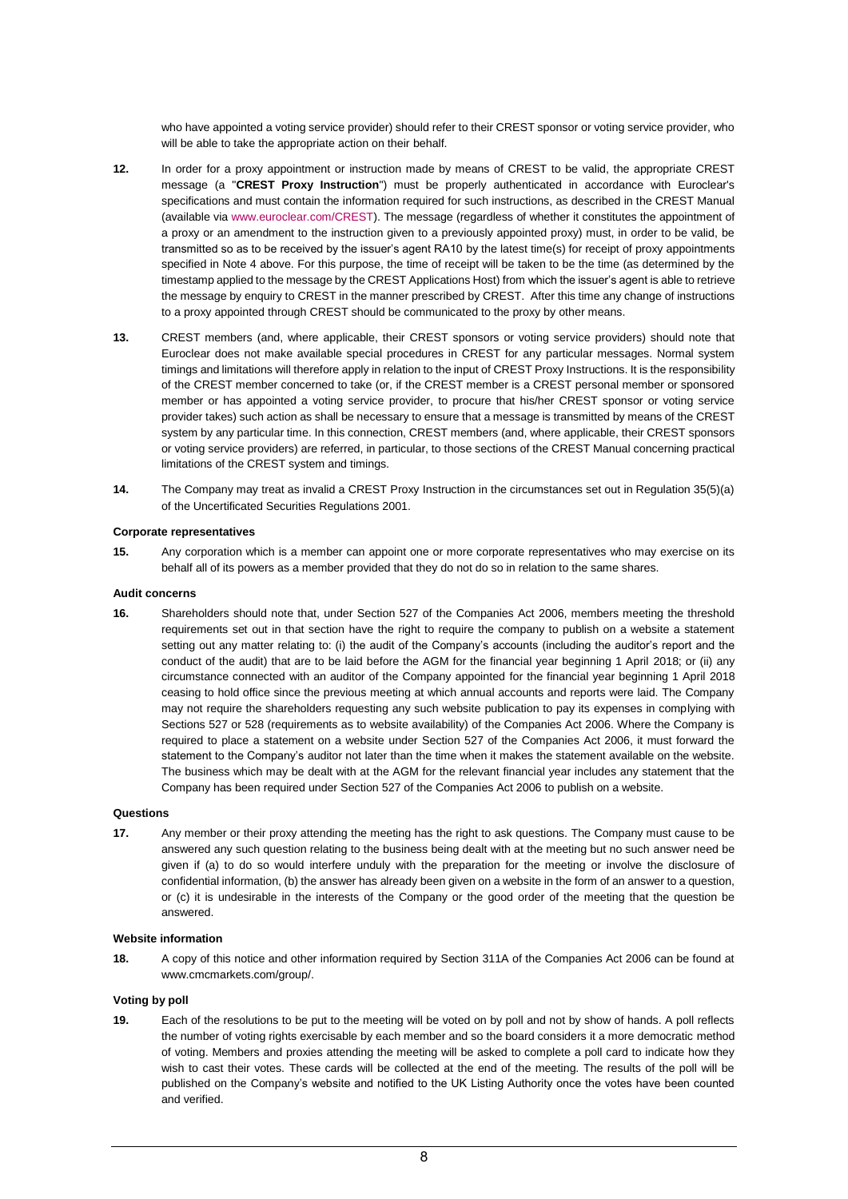who have appointed a voting service provider) should refer to their CREST sponsor or voting service provider, who will be able to take the appropriate action on their behalf.

**12.** In order for a proxy appointment or instruction made by means of CREST to be valid, the appropriate CREST message (a "**CREST Proxy Instruction**") must be properly authenticated in accordance with Euroclear's specifications and must contain the information required for such instructions, as described in the CREST Manual (available via www.euroclear.com/CREST). The message (regardless of whether it constitutes the appointment of a proxy or an amendment to the instruction given to a previously appointed proxy) must, in order to be valid, be transmitted so as to be received by the issuer's agent RA10 by the latest time(s) for receipt of proxy appointments specified in Note 4 above. For this purpose, the time of receipt will be taken to be the time (as determined by the timestamp applied to the message by the CREST Applications Host) from which the issuer's agent is able to retrieve the message by enquiry to CREST in the manner prescribed by CREST. After this time any change of instructions to a proxy appointed through CREST should be communicated to the proxy by other means.

**13.** CREST members (and, where applicable, their CREST sponsors or voting service providers) should note that Euroclear does not make available special procedures in CREST for any particular messages. Normal system timings and limitations will therefore apply in relation to the input of CREST Proxy Instructions. It is the responsibility of the CREST member concerned to take (or, if the CREST member is a CREST personal member or sponsored member or has appointed a voting service provider, to procure that his/her CREST sponsor or voting service provider takes) such action as shall be necessary to ensure that a message is transmitted by means of the CREST system by any particular time. In this connection, CREST members (and, where applicable, their CREST sponsors or voting service providers) are referred, in particular, to those sections of the CREST Manual concerning practical limitations of the CREST system and timings.

**14.** The Company may treat as invalid a CREST Proxy Instruction in the circumstances set out in Regulation 35(5)(a) of the Uncertificated Securities Regulations 2001.

**Corporate representatives**

**15.** Any corporation which is a member can appoint one or more corporate representatives who may exercise on its behalf all of its powers as a member provided that they do not do so in relation to the same shares.

**Audit concerns**

**16.** Shareholders should note that, under Section 527 of the Companies Act 2006, members meeting the threshold requirements set out in that section have the right to require the company to publish on a website a statement setting out any matter relating to: (i) the audit of the Company's accounts (including the auditor's report and the conduct of the audit) that are to be laid before the AGM for the financial year beginning 1 April 2018; or (ii) any circumstance connected with an auditor of the Company appointed for the financial year beginning 1 April 2018 ceasing to hold office since the previous meeting at which annual accounts and reports were laid. The Company may not require the shareholders requesting any such website publication to pay its expenses in complying with Sections 527 or 528 (requirements as to website availability) of the Companies Act 2006. Where the Company is required to place a statement on a website under Section 527 of the Companies Act 2006, it must forward the statement to the Company's auditor not later than the time when it makes the statement available on the website. The business which may be dealt with at the AGM for the relevant financial year includes any statement that the Company has been required under Section 527 of the Companies Act 2006 to publish on a website.

**Questions**

**17.** Any member or their proxy attending the meeting has the right to ask questions. The Company must cause to be answered any such question relating to the business being dealt with at the meeting but no such answer need be given if (a) to do so would interfere unduly with the preparation for the meeting or involve the disclosure of confidential information, (b) the answer has already been given on a website in the form of an answer to a question, or (c) it is undesirable in the interests of the Company or the good order of the meeting that the question be answered.

**Website information**

**18.** A copy of this notice and other information required by Section 311A of the Companies Act 2006 can be found at www.cmcmarkets.com/group/.

**Voting by poll**

**19.** Each of the resolutions to be put to the meeting will be voted on by poll and not by show of hands. A poll reflects the number of voting rights exercisable by each member and so the board considers it a more democratic method of voting. Members and proxies attending the meeting will be asked to complete a poll card to indicate how they wish to cast their votes. These cards will be collected at the end of the meeting. The results of the poll will be published on the Company's website and notified to the UK Listing Authority once the votes have been counted and verified.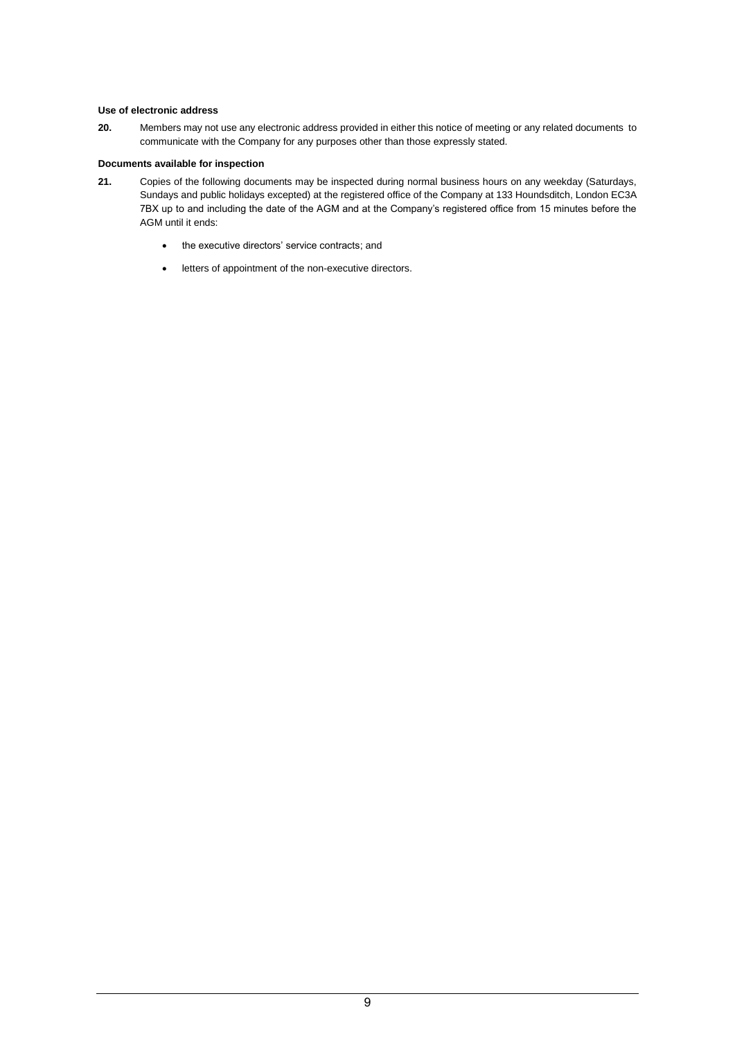**Use of electronic address**

**20.** Members may not use any electronic address provided in either this notice of meeting or any related documents to communicate with the Company for any purposes other than those expressly stated.

**Documents available for inspection**

**21.** Copies of the following documents may be inspected during normal business hours on any weekday (Saturdays, Sundays and public holidays excepted) at the registered office of the Company at 133 Houndsditch, London EC3A 7BX up to and including the date of the AGM and at the Company's registered office from 15 minutes before the AGM until it ends:

- the executive directors' service contracts; and
- letters of appointment of the non-executive directors.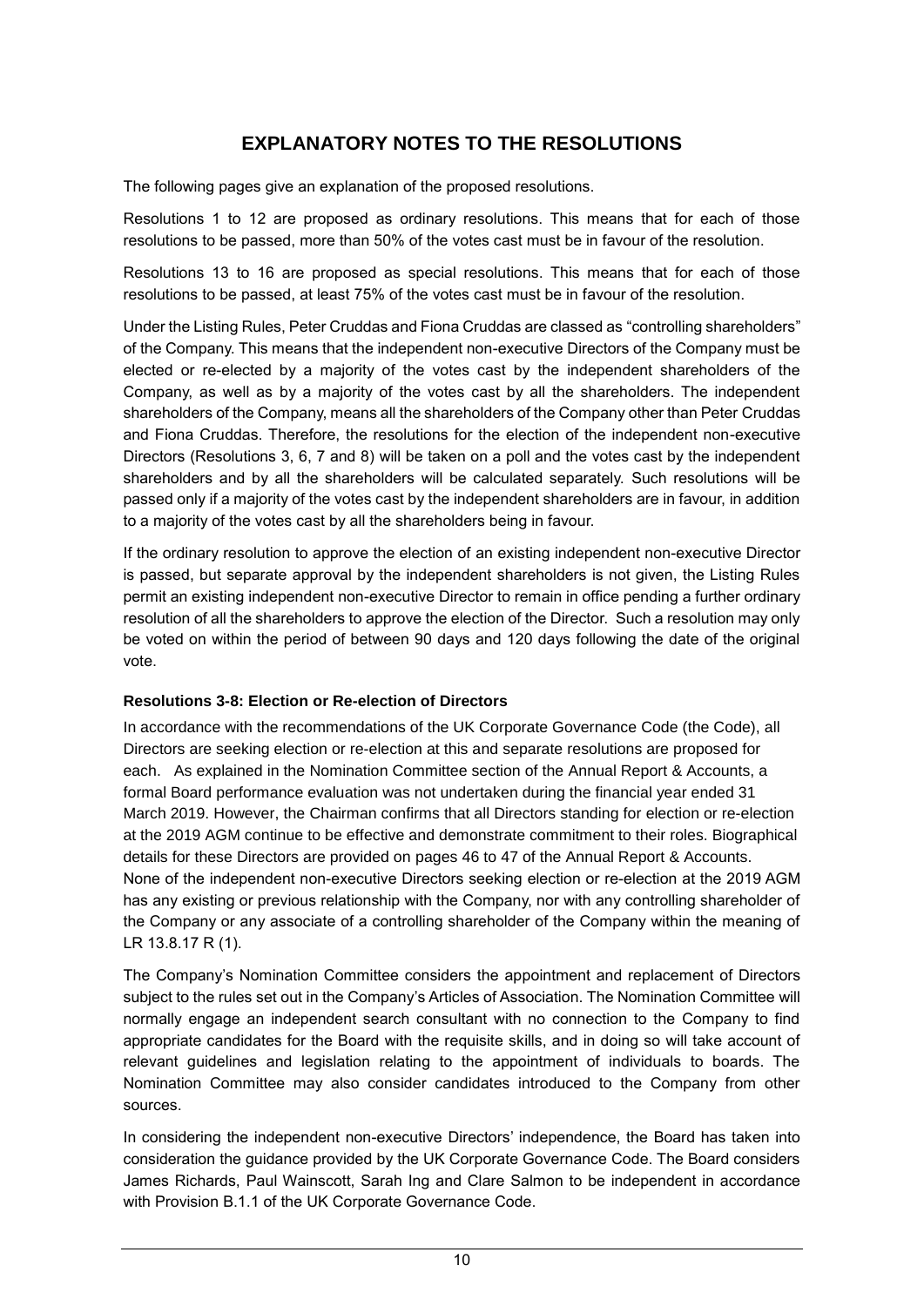# EXPLANATORY NOTES TO THE RESOLUTIONS

The following pages give an explanation of the proposed resolutions.

Resolutions 1 to 12 are proposed as ordinary resolutions. This means that for each of those resolutions to be passed, more than 50% of the votes cast must be in favour of the resolution.

Resolutions 13 to 16 are proposed as special resolutions. This means that for each of those resolutions to be passed, at least 75% of the votes cast must be in favour of the resolution.

Under the Listing Rules, Peter Cruddas and Fiona Cruddas are classed as "controlling shareholders" of the Company. This means that the independent non-executive Directors of the Company must be elected or re-elected by a majority of the votes cast by the independent shareholders of the Company, as well as by a majority of the votes cast by all the shareholders. The independent shareholders of the Company, means all the shareholders of the Company other than Peter Cruddas and Fiona Cruddas. Therefore, the resolutions for the election of the independent non-executive Directors (Resolutions 3, 6, 7 and 8) will be taken on a poll and the votes cast by the independent shareholders and by all the shareholders will be calculated separately. Such resolutions will be passed only if a majority of the votes cast by the independent shareholders are in favour, in addition to a majority of the votes cast by all the shareholders being in favour.

If the ordinary resolution to approve the election of an existing independent non-executive Director is passed, but separate approval by the independent shareholders is not given, the Listing Rules permit an existing independent non-executive Director to remain in office pending a further ordinary resolution of all the shareholders to approve the election of the Director. Such a resolution may only be voted on within the period of between 90 days and 120 days following the date of the original vote.

### Resolutions 3-8: Election or Re-election of Directors

In accordance with the recommendations of the UK Corporate Governance Code (the Code), all Directors are seeking election or re-election at this and separate resolutions are proposed for each. As explained in the Nomination Committee section of the Annual Report & Accounts, a formal Board performance evaluation was not undertaken during the financial year ended 31 March 2019. However, the Chairman confirms that all Directors standing for election or re-election at the 2019 AGM continue to be effective and demonstrate commitment to their roles. Biographical details for these Directors are provided on pages 46 to 47 of the Annual Report & Accounts. None of the independent non-executive Directors seeking election or re-election at the 2019 AGM has any existing or previous relationship with the Company, nor with any controlling shareholder of the Company or any associate of a controlling shareholder of the Company within the meaning of LR 13.8.17 R (1).

The Company's Nomination Committee considers the appointment and replacement of Directors subject to the rules set out in the Company's Articles of Association. The Nomination Committee will normally engage an independent search consultant with no connection to the Company to find appropriate candidates for the Board with the requisite skills, and in doing so will take account of relevant guidelines and legislation relating to the appointment of individuals to boards. The Nomination Committee may also consider candidates introduced to the Company from other sources.

In considering the independent non-executive Directors' independence, the Board has taken into consideration the guidance provided by the UK Corporate Governance Code. The Board considers James Richards, Paul Wainscott, Sarah Ing and Clare Salmon to be independent in accordance with Provision B.1.1 of the UK Corporate Governance Code.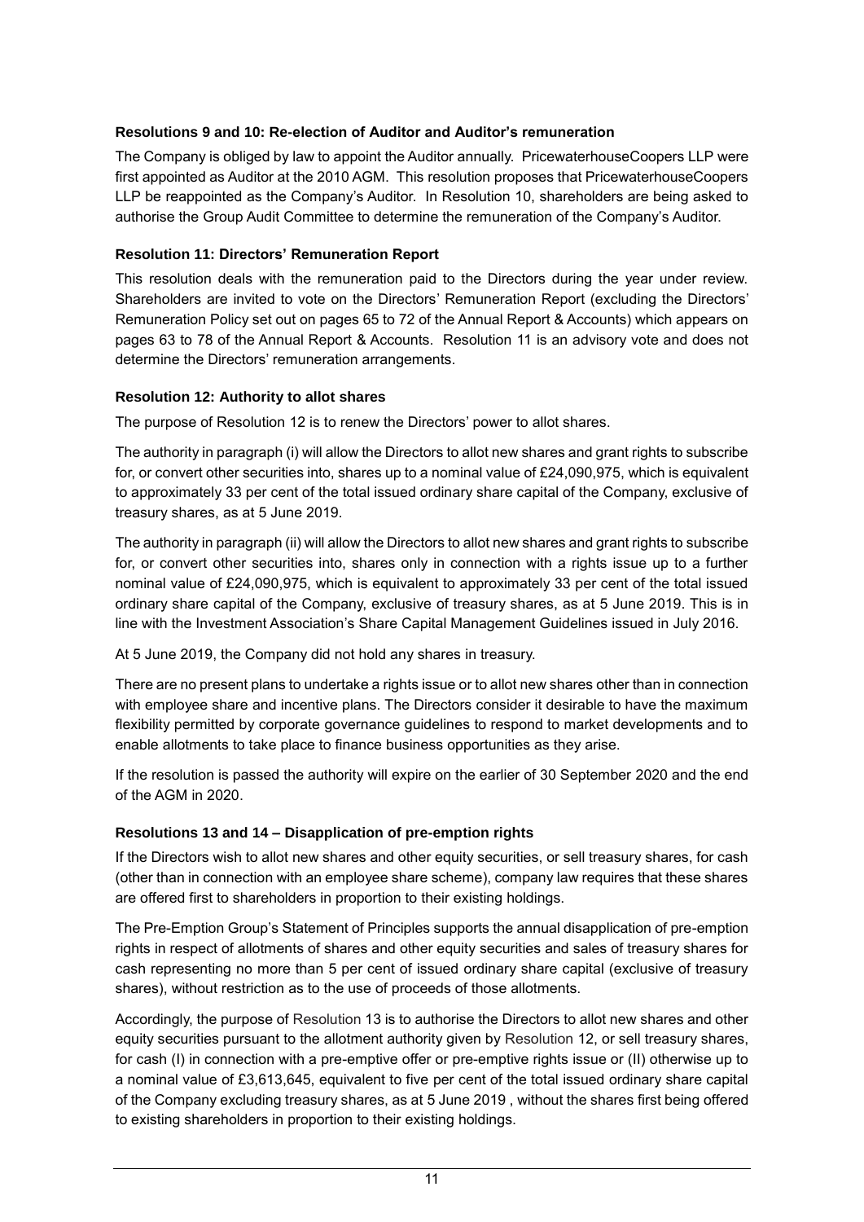### Resolutions 9 and 10: Re-election of Auditor and Auditor's remuneration

The Company is obliged by law to appoint the Auditor annually. PricewaterhouseCoopers LLP were first appointed as Auditor at the 2010 AGM. This resolution proposes that PricewaterhouseCoopers LLP be reappointed as the Company's Auditor. In Resolution 10, shareholders are being asked to authorise the Group Audit Committee to determine the remuneration of the Company's Auditor.

### Resolution 11: Directors' Remuneration Report

This resolution deals with the remuneration paid to the Directors during the year under review. Shareholders are invited to vote on the Directors' Remuneration Report (excluding the Directors' Remuneration Policy set out on pages 65 to 72 of the Annual Report & Accounts) which appears on pages 63 to 78 of the Annual Report & Accounts. Resolution 11 is an advisory vote and does not determine the Directors' remuneration arrangements.

### Resolution 12: Authority to allot shares

The purpose of Resolution 12 is to renew the Directors' power to allot shares.

The authority in paragraph (i) will allow the Directors to allot new shares and grant rights to subscribe for, or convert other securities into, shares up to a nominal value of £24,090,975, which is equivalent to approximately 33 per cent of the total issued ordinary share capital of the Company, exclusive of treasury shares, as at 5 June 2019.

The authority in paragraph (ii) will allow the Directors to allot new shares and grant rights to subscribe for, or convert other securities into, shares only in connection with a rights issue up to a further nominal value of £24,090,975, which is equivalent to approximately 33 per cent of the total issued ordinary share capital of the Company, exclusive of treasury shares, as at 5 June 2019. This is in line with the Investment Association's Share Capital Management Guidelines issued in July 2016.

At 5 June 2019, the Company did not hold any shares in treasury.

There are no present plans to undertake a rights issue or to allot new shares other than in connection with employee share and incentive plans. The Directors consider it desirable to have the maximum flexibility permitted by corporate governance guidelines to respond to market developments and to enable allotments to take place to finance business opportunities as they arise.

If the resolution is passed the authority will expire on the earlier of 30 September 2020 and the end of the AGM in 2020.

### Resolutions 13 and 14 – Disapplication of pre-emption rights

If the Directors wish to allot new shares and other equity securities, or sell treasury shares, for cash (other than in connection with an employee share scheme), company law requires that these shares are offered first to shareholders in proportion to their existing holdings.

The Pre-Emption Group's Statement of Principles supports the annual disapplication of pre-emption rights in respect of allotments of shares and other equity securities and sales of treasury shares for cash representing no more than 5 per cent of issued ordinary share capital (exclusive of treasury shares), without restriction as to the use of proceeds of those allotments.

Accordingly, the purpose of Resolution 13 is to authorise the Directors to allot new shares and other equity securities pursuant to the allotment authority given by Resolution 12, or sell treasury shares, for cash (I) in connection with a pre-emptive offer or pre-emptive rights issue or (II) otherwise up to a nominal value of £3,613,645, equivalent to five per cent of the total issued ordinary share capital of the Company excluding treasury shares, as at 5 June 2019 , without the shares first being offered to existing shareholders in proportion to their existing holdings.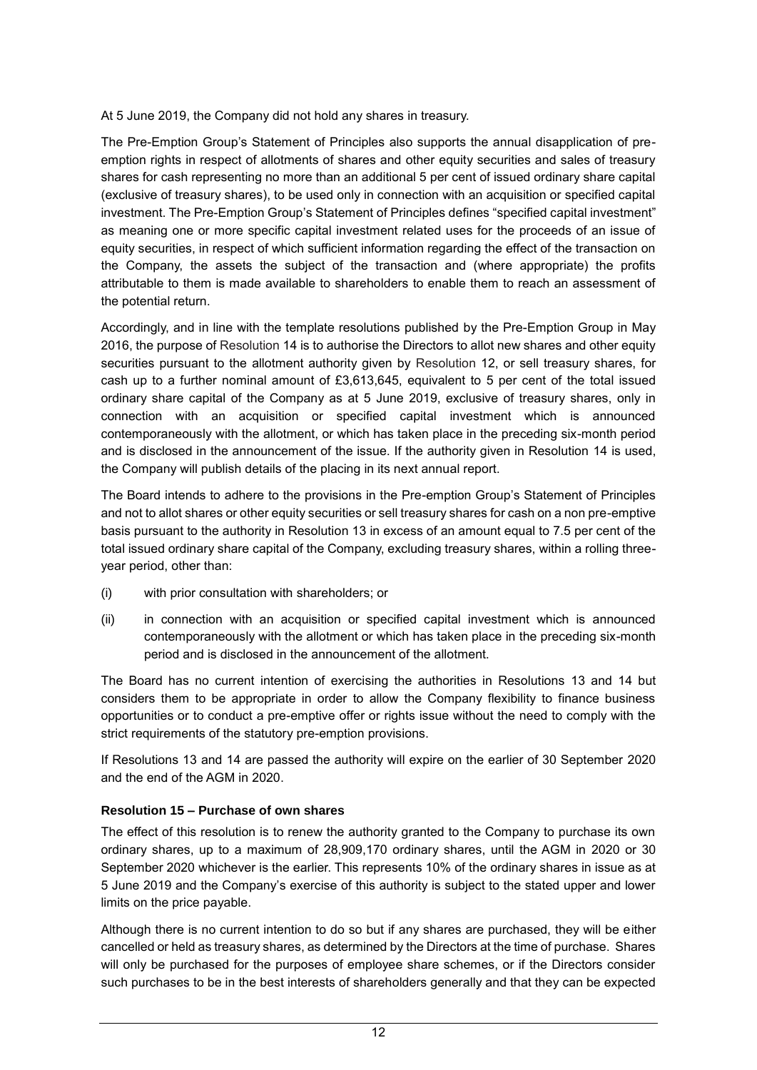At 5 June 2019, the Company did not hold any shares in treasury.

The Pre-Emption Group's Statement of Principles also supports the annual disapplication of pre-emption rights in respect of allotments of shares and other equity securities and sales of treasury shares for cash representing no more than an additional 5 per cent of issued ordinary share capital (exclusive of treasury shares), to be used only in connection with an acquisition or specified capital investment. The Pre-Emption Group's Statement of Principles defines "specified capital investment" as meaning one or more specific capital investment related uses for the proceeds of an issue of equity securities, in respect of which sufficient information regarding the effect of the transaction on the Company, the assets the subject of the transaction and (where appropriate) the profits attributable to them is made available to shareholders to enable them to reach an assessment of the potential return.

Accordingly, and in line with the template resolutions published by the Pre-Emption Group in May 2016, the purpose of Resolution 14 is to authorise the Directors to allot new shares and other equity securities pursuant to the allotment authority given by Resolution 12, or sell treasury shares, for cash up to a further nominal amount of £3,613,645, equivalent to 5 per cent of the total issued ordinary share capital of the Company as at 5 June 2019, exclusive of treasury shares, only in connection with an acquisition or specified capital investment which is announced contemporaneously with the allotment, or which has taken place in the preceding six-month period and is disclosed in the announcement of the issue. If the authority given in Resolution 14 is used, the Company will publish details of the placing in its next annual report.

The Board intends to adhere to the provisions in the Pre-emption Group's Statement of Principles and not to allot shares or other equity securities or sell treasury shares for cash on a non pre-emptive basis pursuant to the authority in Resolution 13 in excess of an amount equal to 7.5 per cent of the total issued ordinary share capital of the Company, excluding treasury shares, within a rolling three-year period, other than:

(i) with prior consultation with shareholders; or

(ii) in connection with an acquisition or specified capital investment which is announced contemporaneously with the allotment or which has taken place in the preceding six-month period and is disclosed in the announcement of the allotment.

The Board has no current intention of exercising the authorities in Resolutions 13 and 14 but considers them to be appropriate in order to allow the Company flexibility to finance business opportunities or to conduct a pre-emptive offer or rights issue without the need to comply with the strict requirements of the statutory pre-emption provisions.

If Resolutions 13 and 14 are passed the authority will expire on the earlier of 30 September 2020 and the end of the AGM in 2020.

**Resolution 15 – Purchase of own shares**

The effect of this resolution is to renew the authority granted to the Company to purchase its own ordinary shares, up to a maximum of 28,909,170 ordinary shares, until the AGM in 2020 or 30 September 2020 whichever is the earlier. This represents 10% of the ordinary shares in issue as at 5 June 2019 and the Company's exercise of this authority is subject to the stated upper and lower limits on the price payable.

Although there is no current intention to do so but if any shares are purchased, they will be either cancelled or held as treasury shares, as determined by the Directors at the time of purchase. Shares will only be purchased for the purposes of employee share schemes, or if the Directors consider such purchases to be in the best interests of shareholders generally and that they can be expected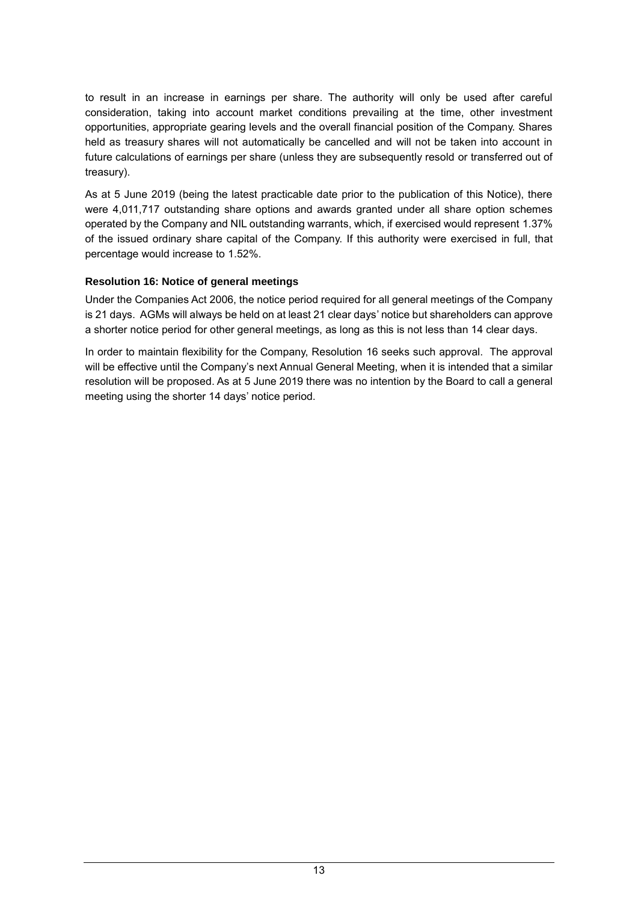to result in an increase in earnings per share. The authority will only be used after careful consideration, taking into account market conditions prevailing at the time, other investment opportunities, appropriate gearing levels and the overall financial position of the Company. Shares held as treasury shares will not automatically be cancelled and will not be taken into account in future calculations of earnings per share (unless they are subsequently resold or transferred out of treasury).

As at 5 June 2019 (being the latest practicable date prior to the publication of this Notice), there were 4,011,717 outstanding share options and awards granted under all share option schemes operated by the Company and NIL outstanding warrants, which, if exercised would represent 1.37% of the issued ordinary share capital of the Company. If this authority were exercised in full, that percentage would increase to 1.52%.

**Resolution 16: Notice of general meetings**

Under the Companies Act 2006, the notice period required for all general meetings of the Company is 21 days. AGMs will always be held on at least 21 clear days' notice but shareholders can approve a shorter notice period for other general meetings, as long as this is not less than 14 clear days.

In order to maintain flexibility for the Company, Resolution 16 seeks such approval. The approval will be effective until the Company's next Annual General Meeting, when it is intended that a similar resolution will be proposed. As at 5 June 2019 there was no intention by the Board to call a general meeting using the shorter 14 days' notice period.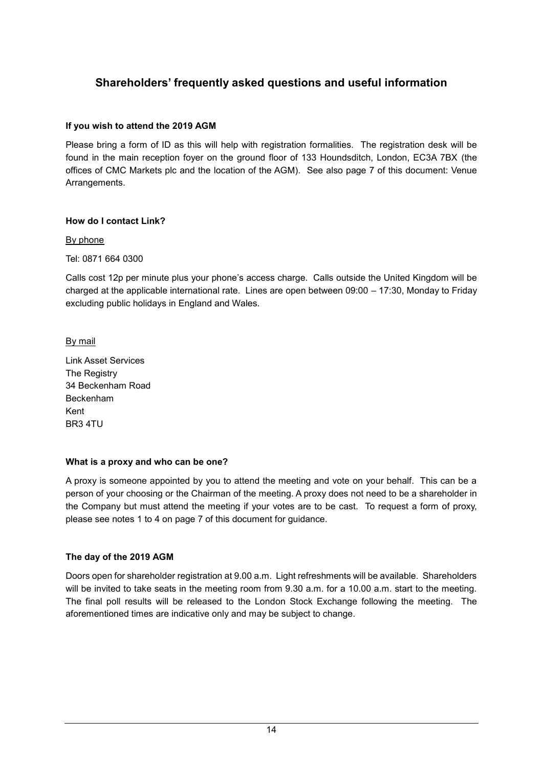## Shareholders' frequently asked questions and useful information

**If you wish to attend the 2019 AGM**

Please bring a form of ID as this will help with registration formalities. The registration desk will be found in the main reception foyer on the ground floor of 133 Houndsditch, London, EC3A 7BX (the offices of CMC Markets plc and the location of the AGM). See also page 7 of this document: Venue Arrangements.

**How do I contact Link?**

By phone

Tel: 0871 664 0300

Calls cost 12p per minute plus your phone's access charge. Calls outside the United Kingdom will be charged at the applicable international rate. Lines are open between 09:00 – 17:30, Monday to Friday excluding public holidays in England and Wales.

By mail

Link Asset Services
The Registry
34 Beckenham Road
Beckenham
Kent
BR3 4TU

**What is a proxy and who can be one?**

A proxy is someone appointed by you to attend the meeting and vote on your behalf. This can be a person of your choosing or the Chairman of the meeting. A proxy does not need to be a shareholder in the Company but must attend the meeting if your votes are to be cast. To request a form of proxy, please see notes 1 to 4 on page 7 of this document for guidance.

**The day of the 2019 AGM**

Doors open for shareholder registration at 9.00 a.m. Light refreshments will be available. Shareholders will be invited to take seats in the meeting room from 9.30 a.m. for a 10.00 a.m. start to the meeting. The final poll results will be released to the London Stock Exchange following the meeting. The aforementioned times are indicative only and may be subject to change.